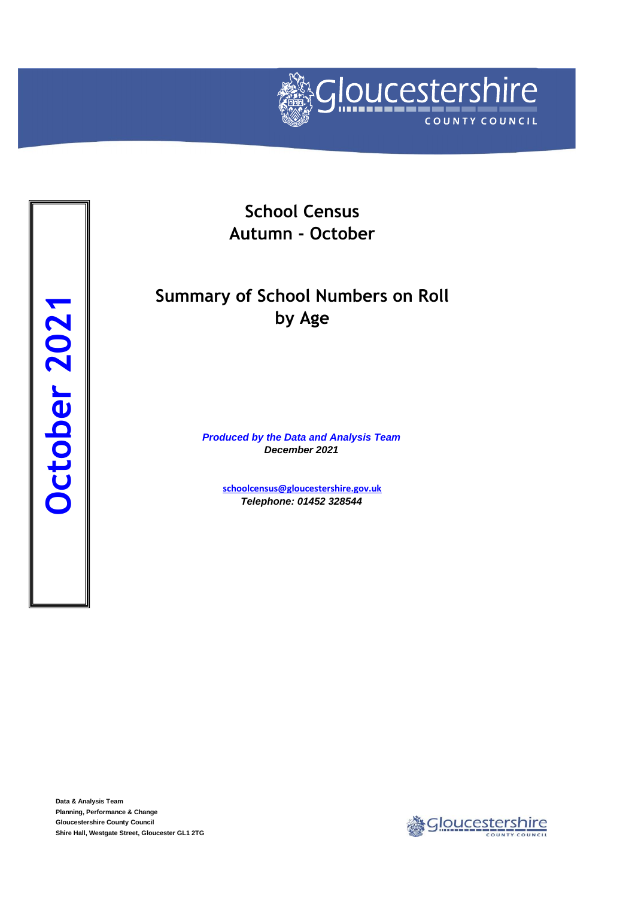Gloucestershire COUNTY COUNCIL

**October 2021**

# School Census
# Autumn - October

## Summary of School Numbers on Roll by Age

***Produced by the Data and Analysis Team***
***December 2021***

schoolcensus@gloucestershire.gov.uk
***Telephone: 01452 328544***

**Data & Analysis Team**
**Planning, Performance & Change**
**Gloucestershire County Council**
**Shire Hall, Westgate Street, Gloucester GL1 2TG**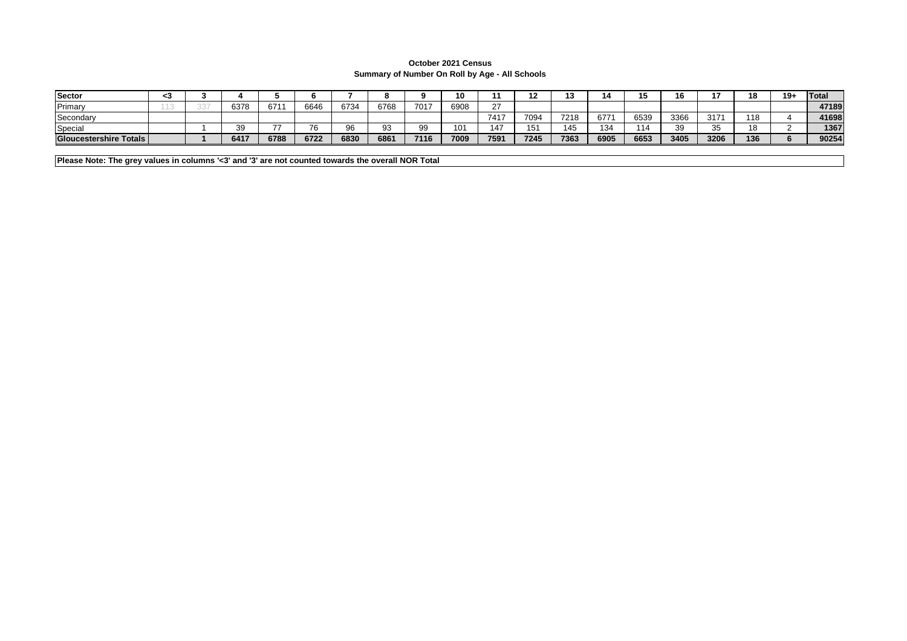**October 2021 Census**
**Summary of Number On Roll by Age - All Schools**

| Sector | <3 | 3 | 4 | 5 | 6 | 7 | 8 | 9 | 10 | 11 | 12 | 13 | 14 | 15 | 16 | 17 | 18 | 19+ | Total |
|---|---|---|---|---|---|---|---|---|---|---|---|---|---|---|---|---|---|---|---|
| Primary | 113 | 337 | 6378 | 6711 | 6646 | 6734 | 6768 | 7017 | 6908 | 27 | | | | | | | | | **47189** |
| Secondary | | | | | | | | | | 7417 | 7094 | 7218 | 6771 | 6539 | 3366 | 3171 | 118 | 4 | **41698** |
| Special | | 1 | 39 | 77 | 76 | 96 | 93 | 99 | 101 | 147 | 151 | 145 | 134 | 114 | 39 | 35 | 18 | 2 | **1367** |
| **Gloucestershire Totals** | | **1** | **6417** | **6788** | **6722** | **6830** | **6861** | **7116** | **7009** | **7591** | **7245** | **7363** | **6905** | **6653** | **3405** | **3206** | **136** | **6** | **90254** |

**Please Note: The grey values in columns '<3' and '3' are not counted towards the overall NOR Total**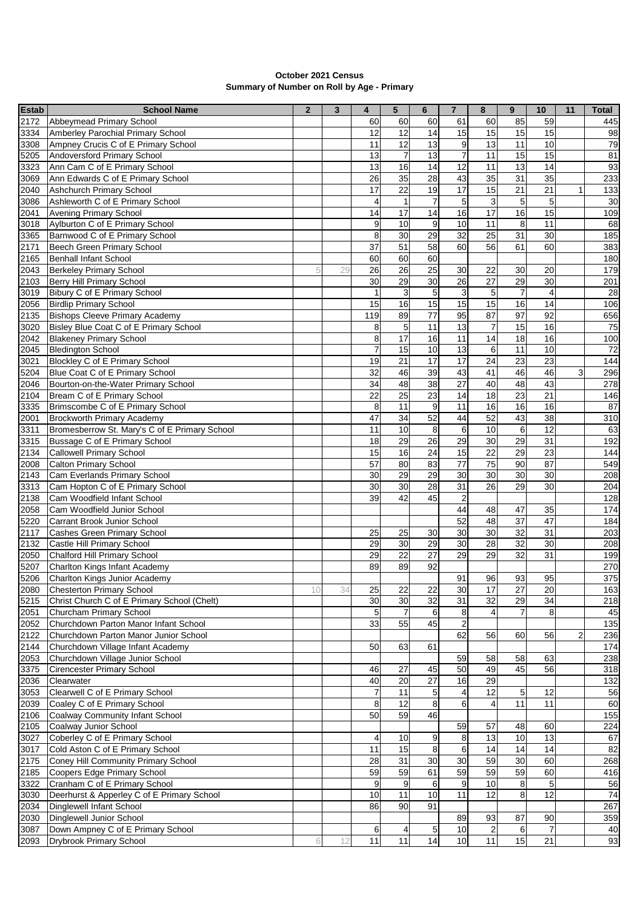**October 2021 Census**
**Summary of Number on Roll by Age - Primary**

| Estab | School Name | 2 | 3 | 4 | 5 | 6 | 7 | 8 | 9 | 10 | 11 | Total |
|---|---|---|---|---|---|---|---|---|---|---|---|---|
| 2172 | Abbeymead Primary School | | | 60 | 60 | 60 | 61 | 60 | 85 | 59 | | 445 |
| 3334 | Amberley Parochial Primary School | | | 12 | 12 | 14 | 15 | 15 | 15 | 15 | | 98 |
| 3308 | Ampney Crucis C of E Primary School | | | 11 | 12 | 13 | 9 | 13 | 11 | 10 | | 79 |
| 5205 | Andoversford Primary School | | | 13 | 7 | 13 | 7 | 11 | 15 | 15 | | 81 |
| 3323 | Ann Cam C of E Primary School | | | 13 | 16 | 14 | 12 | 11 | 13 | 14 | | 93 |
| 3069 | Ann Edwards C of E Primary School | | | 26 | 35 | 28 | 43 | 35 | 31 | 35 | | 233 |
| 2040 | Ashchurch Primary School | | | 17 | 22 | 19 | 17 | 15 | 21 | 21 | 1 | 133 |
| 3086 | Ashleworth C of E Primary School | | | 4 | 1 | 7 | 5 | 3 | 5 | 5 | | 30 |
| 2041 | Avening Primary School | | | 14 | 17 | 14 | 16 | 17 | 16 | 15 | | 109 |
| 3018 | Aylburton C of E Primary School | | | 9 | 10 | 9 | 10 | 11 | 8 | 11 | | 68 |
| 3365 | Barnwood C of E Primary School | | | 8 | 30 | 29 | 32 | 25 | 31 | 30 | | 185 |
| 2171 | Beech Green Primary School | | | 37 | 51 | 58 | 60 | 56 | 61 | 60 | | 383 |
| 2165 | Benhall Infant School | | | 60 | 60 | 60 | | | | | | 180 |
| 2043 | Berkeley Primary School | 5 | 29 | 26 | 26 | 25 | 30 | 22 | 30 | 20 | | 179 |
| 2103 | Berry Hill Primary School | | | 30 | 29 | 30 | 26 | 27 | 29 | 30 | | 201 |
| 3019 | Bibury C of E Primary School | | | 1 | 3 | 5 | 3 | 5 | 7 | 4 | | 28 |
| 2056 | Birdlip Primary School | | | 15 | 16 | 15 | 15 | 15 | 16 | 14 | | 106 |
| 2135 | Bishops Cleeve Primary Academy | | | 119 | 89 | 77 | 95 | 87 | 97 | 92 | | 656 |
| 3020 | Bisley Blue Coat C of E Primary School | | | 8 | 5 | 11 | 13 | 7 | 15 | 16 | | 75 |
| 2042 | Blakeney Primary School | | | 8 | 17 | 16 | 11 | 14 | 18 | 16 | | 100 |
| 2045 | Bledington School | | | 7 | 15 | 10 | 13 | 6 | 11 | 10 | | 72 |
| 3021 | Blockley C of E Primary School | | | 19 | 21 | 17 | 17 | 24 | 23 | 23 | | 144 |
| 5204 | Blue Coat C of E Primary School | | | 32 | 46 | 39 | 43 | 41 | 46 | 46 | 3 | 296 |
| 2046 | Bourton-on-the-Water Primary School | | | 34 | 48 | 38 | 27 | 40 | 48 | 43 | | 278 |
| 2104 | Bream C of E Primary School | | | 22 | 25 | 23 | 14 | 18 | 23 | 21 | | 146 |
| 3335 | Brimscombe C of E Primary School | | | 8 | 11 | 9 | 11 | 16 | 16 | 16 | | 87 |
| 2001 | Brockworth Primary Academy | | | 47 | 34 | 52 | 44 | 52 | 43 | 38 | | 310 |
| 3311 | Bromesberrow St. Mary's C of E Primary School | | | 11 | 10 | 8 | 6 | 10 | 6 | 12 | | 63 |
| 3315 | Bussage C of E Primary School | | | 18 | 29 | 26 | 29 | 30 | 29 | 31 | | 192 |
| 2134 | Callowell Primary School | | | 15 | 16 | 24 | 15 | 22 | 29 | 23 | | 144 |
| 2008 | Calton Primary School | | | 57 | 80 | 83 | 77 | 75 | 90 | 87 | | 549 |
| 2143 | Cam Everlands Primary School | | | 30 | 29 | 29 | 30 | 30 | 30 | 30 | | 208 |
| 3313 | Cam Hopton C of E Primary School | | | 30 | 30 | 28 | 31 | 26 | 29 | 30 | | 204 |
| 2138 | Cam Woodfield Infant School | | | 39 | 42 | 45 | 2 | | | | | 128 |
| 2058 | Cam Woodfield Junior School | | | | | | 44 | 48 | 47 | 35 | | 174 |
| 5220 | Carrant Brook Junior School | | | | | | 52 | 48 | 37 | 47 | | 184 |
| 2117 | Cashes Green Primary School | | | 25 | 25 | 30 | 30 | 30 | 32 | 31 | | 203 |
| 2132 | Castle Hill Primary School | | | 29 | 30 | 29 | 30 | 28 | 32 | 30 | | 208 |
| 2050 | Chalford Hill Primary School | | | 29 | 22 | 27 | 29 | 29 | 32 | 31 | | 199 |
| 5207 | Charlton Kings Infant Academy | | | 89 | 89 | 92 | | | | | | 270 |
| 5206 | Charlton Kings Junior Academy | | | | | | 91 | 96 | 93 | 95 | | 375 |
| 2080 | Chesterton Primary School | 10 | 34 | 25 | 22 | 22 | 30 | 17 | 27 | 20 | | 163 |
| 5215 | Christ Church C of E Primary School (Chelt) | | | 30 | 30 | 32 | 31 | 32 | 29 | 34 | | 218 |
| 2051 | Churcham Primary School | | | 5 | 7 | 6 | 8 | 4 | 7 | 8 | | 45 |
| 2052 | Churchdown Parton Manor Infant School | | | 33 | 55 | 45 | 2 | | | | | 135 |
| 2122 | Churchdown Parton Manor Junior School | | | | | | 62 | 56 | 60 | 56 | 2 | 236 |
| 2144 | Churchdown Village Infant Academy | | | 50 | 63 | 61 | | | | | | 174 |
| 2053 | Churchdown Village Junior School | | | | | | 59 | 58 | 58 | 63 | | 238 |
| 3375 | Cirencester Primary School | | | 46 | 27 | 45 | 50 | 49 | 45 | 56 | | 318 |
| 2036 | Clearwater | | | 40 | 20 | 27 | 16 | 29 | | | | 132 |
| 3053 | Clearwell C of E Primary School | | | 7 | 11 | 5 | 4 | 12 | 5 | 12 | | 56 |
| 2039 | Coaley C of E Primary School | | | 8 | 12 | 8 | 6 | 4 | 11 | 11 | | 60 |
| 2106 | Coalway Community Infant School | | | 50 | 59 | 46 | | | | | | 155 |
| 2105 | Coalway Junior School | | | | | | 59 | 57 | 48 | 60 | | 224 |
| 3027 | Coberley C of E Primary School | | | 4 | 10 | 9 | 8 | 13 | 10 | 13 | | 67 |
| 3017 | Cold Aston C of E Primary School | | | 11 | 15 | 8 | 6 | 14 | 14 | 14 | | 82 |
| 2175 | Coney Hill Community Primary School | | | 28 | 31 | 30 | 30 | 59 | 30 | 60 | | 268 |
| 2185 | Coopers Edge Primary School | | | 59 | 59 | 61 | 59 | 59 | 59 | 60 | | 416 |
| 3322 | Cranham C of E Primary School | | | 9 | 9 | 6 | 9 | 10 | 8 | 5 | | 56 |
| 3030 | Deerhurst & Apperley C of E Primary School | | | 10 | 11 | 10 | 11 | 12 | 8 | 12 | | 74 |
| 2034 | Dinglewell Infant School | | | 86 | 90 | 91 | | | | | | 267 |
| 2030 | Dinglewell Junior School | | | | | | 89 | 93 | 87 | 90 | | 359 |
| 3087 | Down Ampney C of E Primary School | | | 6 | 4 | 5 | 10 | 2 | 6 | 7 | | 40 |
| 2093 | Drybrook Primary School | 6 | 12 | 11 | 11 | 14 | 10 | 11 | 15 | 21 | | 93 |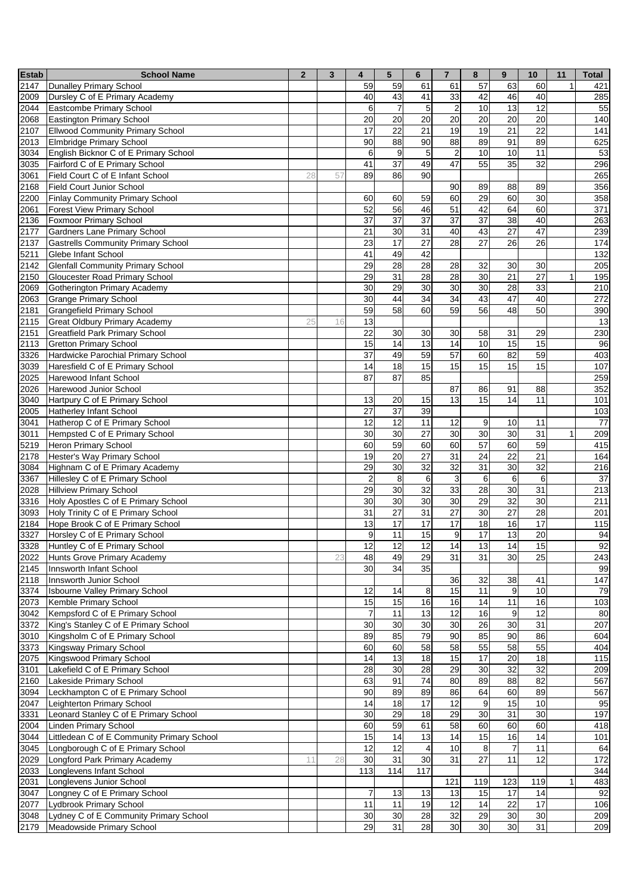| Estab | School Name | 2 | 3 | 4 | 5 | 6 | 7 | 8 | 9 | 10 | 11 | Total |
|---|---|---|---|---|---|---|---|---|---|---|---|---|
| 2147 | Dunalley Primary School | | | 59 | 59 | 61 | 61 | 57 | 63 | 60 | 1 | 421 |
| 2009 | Dursley C of E Primary Academy | | | 40 | 43 | 41 | 33 | 42 | 46 | 40 | | 285 |
| 2044 | Eastcombe Primary School | | | 6 | 7 | 5 | 2 | 10 | 13 | 12 | | 55 |
| 2068 | Eastington Primary School | | | 20 | 20 | 20 | 20 | 20 | 20 | 20 | | 140 |
| 2107 | Ellwood Community Primary School | | | 17 | 22 | 21 | 19 | 19 | 21 | 22 | | 141 |
| 2013 | Elmbridge Primary School | | | 90 | 88 | 90 | 88 | 89 | 91 | 89 | | 625 |
| 3034 | English Bicknor C of E Primary School | | | 6 | 9 | 5 | 2 | 10 | 10 | 11 | | 53 |
| 3035 | Fairford C of E Primary School | | | 41 | 37 | 49 | 47 | 55 | 35 | 32 | | 296 |
| 3061 | Field Court C of E Infant School | 28 | 57 | 89 | 86 | 90 | | | | | | 265 |
| 2168 | Field Court Junior School | | | | | | 90 | 89 | 88 | 89 | | 356 |
| 2200 | Finlay Community Primary School | | | 60 | 60 | 59 | 60 | 29 | 60 | 30 | | 358 |
| 2061 | Forest View Primary School | | | 52 | 56 | 46 | 51 | 42 | 64 | 60 | | 371 |
| 2136 | Foxmoor Primary School | | | 37 | 37 | 37 | 37 | 37 | 38 | 40 | | 263 |
| 2177 | Gardners Lane Primary School | | | 21 | 30 | 31 | 40 | 43 | 27 | 47 | | 239 |
| 2137 | Gastrells Community Primary School | | | 23 | 17 | 27 | 28 | 27 | 26 | 26 | | 174 |
| 5211 | Glebe Infant School | | | 41 | 49 | 42 | | | | | | 132 |
| 2142 | Glenfall Community Primary School | | | 29 | 28 | 28 | 28 | 32 | 30 | 30 | | 205 |
| 2150 | Gloucester Road Primary School | | | 29 | 31 | 28 | 28 | 30 | 21 | 27 | 1 | 195 |
| 2069 | Gotherington Primary Academy | | | 30 | 29 | 30 | 30 | 30 | 28 | 33 | | 210 |
| 2063 | Grange Primary School | | | 30 | 44 | 34 | 34 | 43 | 47 | 40 | | 272 |
| 2181 | Grangefield Primary School | | | 59 | 58 | 60 | 59 | 56 | 48 | 50 | | 390 |
| 2115 | Great Oldbury Primary Academy | 25 | 16 | 13 | | | | | | | | 13 |
| 2151 | Greatfield Park Primary School | | | 22 | 30 | 30 | 30 | 58 | 31 | 29 | | 230 |
| 2113 | Gretton Primary School | | | 15 | 14 | 13 | 14 | 10 | 15 | 15 | | 96 |
| 3326 | Hardwicke Parochial Primary School | | | 37 | 49 | 59 | 57 | 60 | 82 | 59 | | 403 |
| 3039 | Haresfield C of E Primary School | | | 14 | 18 | 15 | 15 | 15 | 15 | 15 | | 107 |
| 2025 | Harewood Infant School | | | 87 | 87 | 85 | | | | | | 259 |
| 2026 | Harewood Junior School | | | | | | 87 | 86 | 91 | 88 | | 352 |
| 3040 | Hartpury C of E Primary School | | | 13 | 20 | 15 | 13 | 15 | 14 | 11 | | 101 |
| 2005 | Hatherley Infant School | | | 27 | 37 | 39 | | | | | | 103 |
| 3041 | Hatherop C of E Primary School | | | 12 | 12 | 11 | 12 | 9 | 10 | 11 | | 77 |
| 3011 | Hempsted C of E Primary School | | | 30 | 30 | 27 | 30 | 30 | 30 | 31 | 1 | 209 |
| 5219 | Heron Primary School | | | 60 | 59 | 60 | 60 | 57 | 60 | 59 | | 415 |
| 2178 | Hester's Way Primary School | | | 19 | 20 | 27 | 31 | 24 | 22 | 21 | | 164 |
| 3084 | Highnam C of E Primary Academy | | | 29 | 30 | 32 | 32 | 31 | 30 | 32 | | 216 |
| 3367 | Hillesley C of E Primary School | | | 2 | 8 | 6 | 3 | 6 | 6 | 6 | | 37 |
| 2028 | Hillview Primary School | | | 29 | 30 | 32 | 33 | 28 | 30 | 31 | | 213 |
| 3316 | Holy Apostles C of E Primary School | | | 30 | 30 | 30 | 30 | 29 | 32 | 30 | | 211 |
| 3093 | Holy Trinity C of E Primary School | | | 31 | 27 | 31 | 27 | 30 | 27 | 28 | | 201 |
| 2184 | Hope Brook C of E Primary School | | | 13 | 17 | 17 | 17 | 18 | 16 | 17 | | 115 |
| 3327 | Horsley C of E Primary School | | | 9 | 11 | 15 | 9 | 17 | 13 | 20 | | 94 |
| 3328 | Huntley C of E Primary School | | | 12 | 12 | 12 | 14 | 13 | 14 | 15 | | 92 |
| 2022 | Hunts Grove Primary Academy | | 23 | 48 | 49 | 29 | 31 | 31 | 30 | 25 | | 243 |
| 2145 | Innsworth Infant School | | | 30 | 34 | 35 | | | | | | 99 |
| 2118 | Innsworth Junior School | | | | | | 36 | 32 | 38 | 41 | | 147 |
| 3374 | Isbourne Valley Primary School | | | 12 | 14 | 8 | 15 | 11 | 9 | 10 | | 79 |
| 2073 | Kemble Primary School | | | 15 | 15 | 16 | 16 | 14 | 11 | 16 | | 103 |
| 3042 | Kempsford C of E Primary School | | | 7 | 11 | 13 | 12 | 16 | 9 | 12 | | 80 |
| 3372 | King's Stanley C of E Primary School | | | 30 | 30 | 30 | 30 | 26 | 30 | 31 | | 207 |
| 3010 | Kingsholm C of E Primary School | | | 89 | 85 | 79 | 90 | 85 | 90 | 86 | | 604 |
| 3373 | Kingsway Primary School | | | 60 | 60 | 58 | 58 | 55 | 58 | 55 | | 404 |
| 2075 | Kingswood Primary School | | | 14 | 13 | 18 | 15 | 17 | 20 | 18 | | 115 |
| 3101 | Lakefield C of E Primary School | | | 28 | 30 | 28 | 29 | 30 | 32 | 32 | | 209 |
| 2160 | Lakeside Primary School | | | 63 | 91 | 74 | 80 | 89 | 88 | 82 | | 567 |
| 3094 | Leckhampton C of E Primary School | | | 90 | 89 | 89 | 86 | 64 | 60 | 89 | | 567 |
| 2047 | Leighterton Primary School | | | 14 | 18 | 17 | 12 | 9 | 15 | 10 | | 95 |
| 3331 | Leonard Stanley C of E Primary School | | | 30 | 29 | 18 | 29 | 30 | 31 | 30 | | 197 |
| 2004 | Linden Primary School | | | 60 | 59 | 61 | 58 | 60 | 60 | 60 | | 418 |
| 3044 | Littledean C of E Community Primary School | | | 15 | 14 | 13 | 14 | 15 | 16 | 14 | | 101 |
| 3045 | Longborough C of E Primary School | | | 12 | 12 | 4 | 10 | 8 | 7 | 11 | | 64 |
| 2029 | Longford Park Primary Academy | 11 | 28 | 30 | 31 | 30 | 31 | 27 | 11 | 12 | | 172 |
| 2033 | Longlevens Infant School | | | 113 | 114 | 117 | | | | | | 344 |
| 2031 | Longlevens Junior School | | | | | | 121 | 119 | 123 | 119 | 1 | 483 |
| 3047 | Longney C of E Primary School | | | 7 | 13 | 13 | 13 | 15 | 17 | 14 | | 92 |
| 2077 | Lydbrook Primary School | | | 11 | 11 | 19 | 12 | 14 | 22 | 17 | | 106 |
| 3048 | Lydney C of E Community Primary School | | | 30 | 30 | 28 | 32 | 29 | 30 | 30 | | 209 |
| 2179 | Meadowside Primary School | | | 29 | 31 | 28 | 30 | 30 | 30 | 31 | | 209 |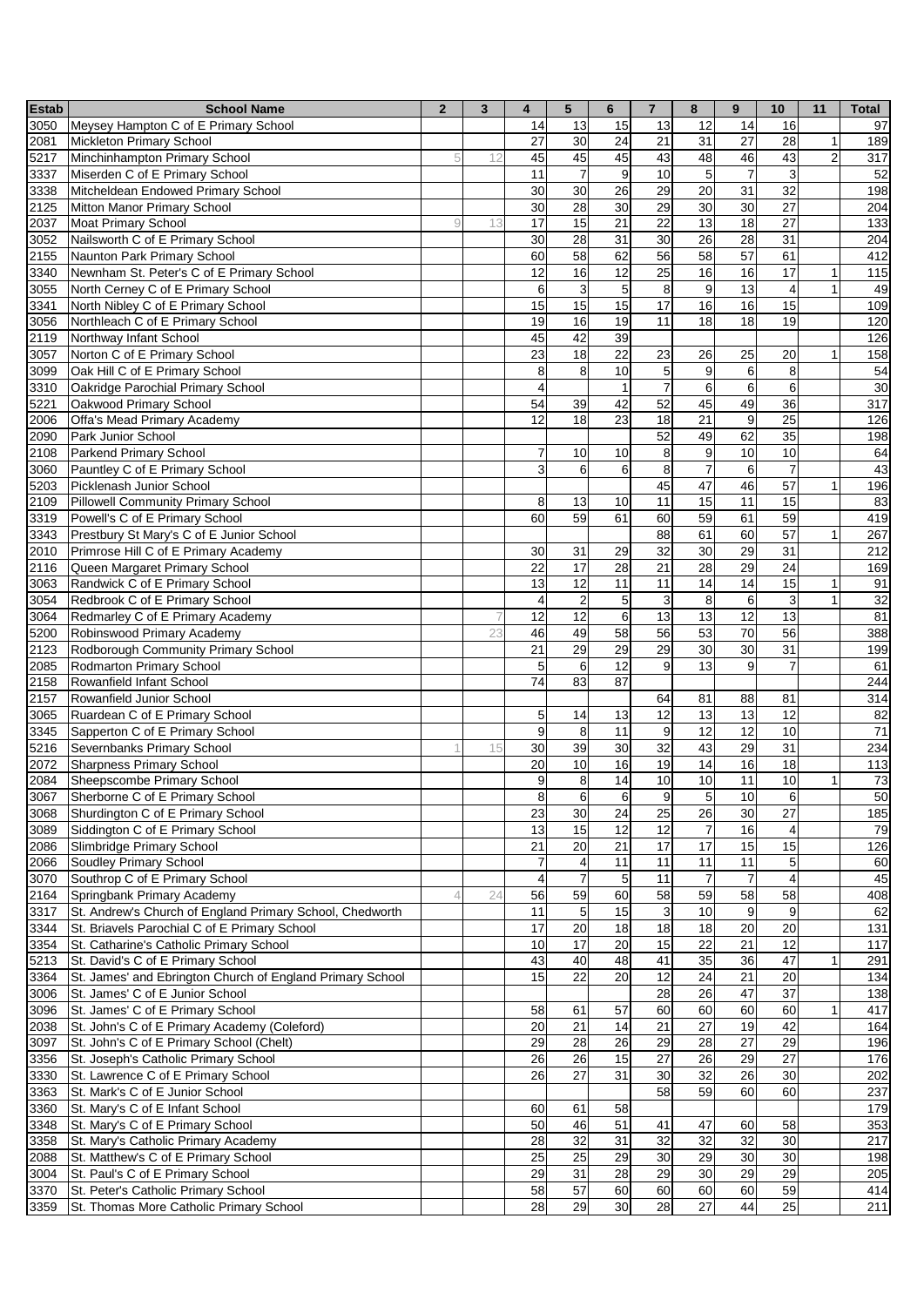| Estab | School Name | 2 | 3 | 4 | 5 | 6 | 7 | 8 | 9 | 10 | 11 | Total |
|---|---|---|---|---|---|---|---|---|---|---|---|---|
| 3050 | Meysey Hampton C of E Primary School | | | 14 | 13 | 15 | 13 | 12 | 14 | 16 | | 97 |
| 2081 | Mickleton Primary School | | | 27 | 30 | 24 | 21 | 31 | 27 | 28 | 1 | 189 |
| 5217 | Minchinhampton Primary School | 5 | 12 | 45 | 45 | 45 | 43 | 48 | 46 | 43 | 2 | 317 |
| 3337 | Miserden C of E Primary School | | | 11 | 7 | 9 | 10 | 5 | 7 | 3 | | 52 |
| 3338 | Mitcheldean Endowed Primary School | | | 30 | 30 | 26 | 29 | 20 | 31 | 32 | | 198 |
| 2125 | Mitton Manor Primary School | | | 30 | 28 | 30 | 29 | 30 | 30 | 27 | | 204 |
| 2037 | Moat Primary School | 9 | 13 | 17 | 15 | 21 | 22 | 13 | 18 | 27 | | 133 |
| 3052 | Nailsworth C of E Primary School | | | 30 | 28 | 31 | 30 | 26 | 28 | 31 | | 204 |
| 2155 | Naunton Park Primary School | | | 60 | 58 | 62 | 56 | 58 | 57 | 61 | | 412 |
| 3340 | Newnham St. Peter's C of E Primary School | | | 12 | 16 | 12 | 25 | 16 | 16 | 17 | 1 | 115 |
| 3055 | North Cerney C of E Primary School | | | 6 | 3 | 5 | 8 | 9 | 13 | 4 | 1 | 49 |
| 3341 | North Nibley C of E Primary School | | | 15 | 15 | 15 | 17 | 16 | 16 | 15 | | 109 |
| 3056 | Northleach C of E Primary School | | | 19 | 16 | 19 | 11 | 18 | 18 | 19 | | 120 |
| 2119 | Northway Infant School | | | 45 | 42 | 39 | | | | | | 126 |
| 3057 | Norton C of E Primary School | | | 23 | 18 | 22 | 23 | 26 | 25 | 20 | 1 | 158 |
| 3099 | Oak Hill C of E Primary School | | | 8 | 8 | 10 | 5 | 9 | 6 | 8 | | 54 |
| 3310 | Oakridge Parochial Primary School | | | 4 | | 1 | 7 | 6 | 6 | 6 | | 30 |
| 5221 | Oakwood Primary School | | | 54 | 39 | 42 | 52 | 45 | 49 | 36 | | 317 |
| 2006 | Offa's Mead Primary Academy | | | 12 | 18 | 23 | 18 | 21 | 9 | 25 | | 126 |
| 2090 | Park Junior School | | | | | | 52 | 49 | 62 | 35 | | 198 |
| 2108 | Parkend Primary School | | | 7 | 10 | 10 | 8 | 9 | 10 | 10 | | 64 |
| 3060 | Pauntley C of E Primary School | | | 3 | 6 | 6 | 8 | 7 | 6 | 7 | | 43 |
| 5203 | Picklenash Junior School | | | | | | 45 | 47 | 46 | 57 | 1 | 196 |
| 2109 | Pillowell Community Primary School | | | 8 | 13 | 10 | 11 | 15 | 11 | 15 | | 83 |
| 3319 | Powell's C of E Primary School | | | 60 | 59 | 61 | 60 | 59 | 61 | 59 | | 419 |
| 3343 | Prestbury St Mary's C of E Junior School | | | | | | 88 | 61 | 60 | 57 | 1 | 267 |
| 2010 | Primrose Hill C of E Primary Academy | | | 30 | 31 | 29 | 32 | 30 | 29 | 31 | | 212 |
| 2116 | Queen Margaret Primary School | | | 22 | 17 | 28 | 21 | 28 | 29 | 24 | | 169 |
| 3063 | Randwick C of E Primary School | | | 13 | 12 | 11 | 11 | 14 | 14 | 15 | 1 | 91 |
| 3054 | Redbrook C of E Primary School | | | 4 | 2 | 5 | 3 | 8 | 6 | 3 | 1 | 32 |
| 3064 | Redmarley C of E Primary Academy | | 7 | 12 | 12 | 6 | 13 | 13 | 12 | 13 | | 81 |
| 5200 | Robinswood Primary Academy | | 23 | 46 | 49 | 58 | 56 | 53 | 70 | 56 | | 388 |
| 2123 | Rodborough Community Primary School | | | 21 | 29 | 29 | 29 | 30 | 30 | 31 | | 199 |
| 2085 | Rodmarton Primary School | | | 5 | 6 | 12 | 9 | 13 | 9 | 7 | | 61 |
| 2158 | Rowanfield Infant School | | | 74 | 83 | 87 | | | | | | 244 |
| 2157 | Rowanfield Junior School | | | | | | 64 | 81 | 88 | 81 | | 314 |
| 3065 | Ruardean C of E Primary School | | | 5 | 14 | 13 | 12 | 13 | 13 | 12 | | 82 |
| 3345 | Sapperton C of E Primary School | | | 9 | 8 | 11 | 9 | 12 | 12 | 10 | | 71 |
| 5216 | Severnbanks Primary School | 1 | 15 | 30 | 39 | 30 | 32 | 43 | 29 | 31 | | 234 |
| 2072 | Sharpness Primary School | | | 20 | 10 | 16 | 19 | 14 | 16 | 18 | | 113 |
| 2084 | Sheepscombe Primary School | | | 9 | 8 | 14 | 10 | 10 | 11 | 10 | 1 | 73 |
| 3067 | Sherborne C of E Primary School | | | 8 | 6 | 6 | 9 | 5 | 10 | 6 | | 50 |
| 3068 | Shurdington C of E Primary School | | | 23 | 30 | 24 | 25 | 26 | 30 | 27 | | 185 |
| 3089 | Siddington C of E Primary School | | | 13 | 15 | 12 | 12 | 7 | 16 | 4 | | 79 |
| 2086 | Slimbridge Primary School | | | 21 | 20 | 21 | 17 | 17 | 15 | 15 | | 126 |
| 2066 | Soudley Primary School | | | 7 | 4 | 11 | 11 | 11 | 11 | 5 | | 60 |
| 3070 | Southrop C of E Primary School | | | 4 | 7 | 5 | 11 | 7 | 7 | 4 | | 45 |
| 2164 | Springbank Primary Academy | 4 | 24 | 56 | 59 | 60 | 58 | 59 | 58 | 58 | | 408 |
| 3317 | St. Andrew's Church of England Primary School, Chedworth | | | 11 | 5 | 15 | 3 | 10 | 9 | 9 | | 62 |
| 3344 | St. Briavels Parochial C of E Primary School | | | 17 | 20 | 18 | 18 | 18 | 20 | 20 | | 131 |
| 3354 | St. Catharine's Catholic Primary School | | | 10 | 17 | 20 | 15 | 22 | 21 | 12 | | 117 |
| 5213 | St. David's C of E Primary School | | | 43 | 40 | 48 | 41 | 35 | 36 | 47 | 1 | 291 |
| 3364 | St. James' and Ebrington Church of England Primary School | | | 15 | 22 | 20 | 12 | 24 | 21 | 20 | | 134 |
| 3006 | St. James' C of E Junior School | | | | | | 28 | 26 | 47 | 37 | | 138 |
| 3096 | St. James' C of E Primary School | | | 58 | 61 | 57 | 60 | 60 | 60 | 60 | 1 | 417 |
| 2038 | St. John's C of E Primary Academy (Coleford) | | | 20 | 21 | 14 | 21 | 27 | 19 | 42 | | 164 |
| 3097 | St. John's C of E Primary School (Chelt) | | | 29 | 28 | 26 | 29 | 28 | 27 | 29 | | 196 |
| 3356 | St. Joseph's Catholic Primary School | | | 26 | 26 | 15 | 27 | 26 | 29 | 27 | | 176 |
| 3330 | St. Lawrence C of E Primary School | | | 26 | 27 | 31 | 30 | 32 | 26 | 30 | | 202 |
| 3363 | St. Mark's C of E Junior School | | | | | | 58 | 59 | 60 | 60 | | 237 |
| 3360 | St. Mary's C of E Infant School | | | 60 | 61 | 58 | | | | | | 179 |
| 3348 | St. Mary's C of E Primary School | | | 50 | 46 | 51 | 41 | 47 | 60 | 58 | | 353 |
| 3358 | St. Mary's Catholic Primary Academy | | | 28 | 32 | 31 | 32 | 32 | 32 | 30 | | 217 |
| 2088 | St. Matthew's C of E Primary School | | | 25 | 25 | 29 | 30 | 29 | 30 | 30 | | 198 |
| 3004 | St. Paul's C of E Primary School | | | 29 | 31 | 28 | 29 | 30 | 29 | 29 | | 205 |
| 3370 | St. Peter's Catholic Primary School | | | 58 | 57 | 60 | 60 | 60 | 60 | 59 | | 414 |
| 3359 | St. Thomas More Catholic Primary School | | | 28 | 29 | 30 | 28 | 27 | 44 | 25 | | 211 |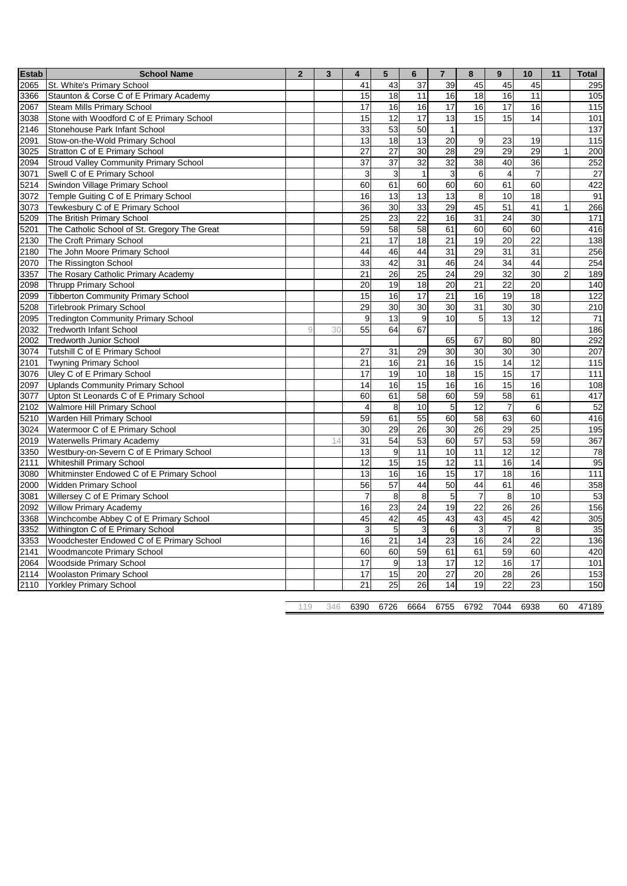| Estab | School Name | 2 | 3 | 4 | 5 | 6 | 7 | 8 | 9 | 10 | 11 | Total |
|---|---|---|---|---|---|---|---|---|---|---|---|---|
| 2065 | St. White's Primary School | | | 41 | 43 | 37 | 39 | 45 | 45 | 45 | | 295 |
| 3366 | Staunton & Corse C of E Primary Academy | | | 15 | 18 | 11 | 16 | 18 | 16 | 11 | | 105 |
| 2067 | Steam Mills Primary School | | | 17 | 16 | 16 | 17 | 16 | 17 | 16 | | 115 |
| 3038 | Stone with Woodford C of E Primary School | | | 15 | 12 | 17 | 13 | 15 | 15 | 14 | | 101 |
| 2146 | Stonehouse Park Infant School | | | 33 | 53 | 50 | 1 | | | | | 137 |
| 2091 | Stow-on-the-Wold Primary School | | | 13 | 18 | 13 | 20 | 9 | 23 | 19 | | 115 |
| 3025 | Stratton C of E Primary School | | | 27 | 27 | 30 | 28 | 29 | 29 | 29 | 1 | 200 |
| 2094 | Stroud Valley Community Primary School | | | 37 | 37 | 32 | 32 | 38 | 40 | 36 | | 252 |
| 3071 | Swell C of E Primary School | | | 3 | 3 | 1 | 3 | 6 | 4 | 7 | | 27 |
| 5214 | Swindon Village Primary School | | | 60 | 61 | 60 | 60 | 60 | 61 | 60 | | 422 |
| 3072 | Temple Guiting C of E Primary School | | | 16 | 13 | 13 | 13 | 8 | 10 | 18 | | 91 |
| 3073 | Tewkesbury C of E Primary School | | | 36 | 30 | 33 | 29 | 45 | 51 | 41 | 1 | 266 |
| 5209 | The British Primary School | | | 25 | 23 | 22 | 16 | 31 | 24 | 30 | | 171 |
| 5201 | The Catholic School of St. Gregory The Great | | | 59 | 58 | 58 | 61 | 60 | 60 | 60 | | 416 |
| 2130 | The Croft Primary School | | | 21 | 17 | 18 | 21 | 19 | 20 | 22 | | 138 |
| 2180 | The John Moore Primary School | | | 44 | 46 | 44 | 31 | 29 | 31 | 31 | | 256 |
| 2070 | The Rissington School | | | 33 | 42 | 31 | 46 | 24 | 34 | 44 | | 254 |
| 3357 | The Rosary Catholic Primary Academy | | | 21 | 26 | 25 | 24 | 29 | 32 | 30 | 2 | 189 |
| 2098 | Thrupp Primary School | | | 20 | 19 | 18 | 20 | 21 | 22 | 20 | | 140 |
| 2099 | Tibberton Community Primary School | | | 15 | 16 | 17 | 21 | 16 | 19 | 18 | | 122 |
| 5208 | Tirlebrook Primary School | | | 29 | 30 | 30 | 30 | 31 | 30 | 30 | | 210 |
| 2095 | Tredington Community Primary School | | | 9 | 13 | 9 | 10 | 5 | 13 | 12 | | 71 |
| 2032 | Tredworth Infant School | 9 | 30 | 55 | 64 | 67 | | | | | | 186 |
| 2002 | Tredworth Junior School | | | | | | 65 | 67 | 80 | 80 | | 292 |
| 3074 | Tutshill C of E Primary School | | | 27 | 31 | 29 | 30 | 30 | 30 | 30 | | 207 |
| 2101 | Twyning Primary School | | | 21 | 16 | 21 | 16 | 15 | 14 | 12 | | 115 |
| 3076 | Uley C of E Primary School | | | 17 | 19 | 10 | 18 | 15 | 15 | 17 | | 111 |
| 2097 | Uplands Community Primary School | | | 14 | 16 | 15 | 16 | 16 | 15 | 16 | | 108 |
| 3077 | Upton St Leonards C of E Primary School | | | 60 | 61 | 58 | 60 | 59 | 58 | 61 | | 417 |
| 2102 | Walmore Hill Primary School | | | 4 | 8 | 10 | 5 | 12 | 7 | 6 | | 52 |
| 5210 | Warden Hill Primary School | | | 59 | 61 | 55 | 60 | 58 | 63 | 60 | | 416 |
| 3024 | Watermoor C of E Primary School | | | 30 | 29 | 26 | 30 | 26 | 29 | 25 | | 195 |
| 2019 | Waterwells Primary Academy | | 14 | 31 | 54 | 53 | 60 | 57 | 53 | 59 | | 367 |
| 3350 | Westbury-on-Severn C of E Primary School | | | 13 | 9 | 11 | 10 | 11 | 12 | 12 | | 78 |
| 2111 | Whiteshill Primary School | | | 12 | 15 | 15 | 12 | 11 | 16 | 14 | | 95 |
| 3080 | Whitminster Endowed C of E Primary School | | | 13 | 16 | 16 | 15 | 17 | 18 | 16 | | 111 |
| 2000 | Widden Primary School | | | 56 | 57 | 44 | 50 | 44 | 61 | 46 | | 358 |
| 3081 | Willersey C of E Primary School | | | 7 | 8 | 8 | 5 | 7 | 8 | 10 | | 53 |
| 2092 | Willow Primary Academy | | | 16 | 23 | 24 | 19 | 22 | 26 | 26 | | 156 |
| 3368 | Winchcombe Abbey C of E Primary School | | | 45 | 42 | 45 | 43 | 43 | 45 | 42 | | 305 |
| 3352 | Withington C of E Primary School | | | 3 | 5 | 3 | 6 | 3 | 7 | 8 | | 35 |
| 3353 | Woodchester Endowed C of E Primary School | | | 16 | 21 | 14 | 23 | 16 | 24 | 22 | | 136 |
| 2141 | Woodmancote Primary School | | | 60 | 60 | 59 | 61 | 61 | 59 | 60 | | 420 |
| 2064 | Woodside Primary School | | | 17 | 9 | 13 | 17 | 12 | 16 | 17 | | 101 |
| 2114 | Woolaston Primary School | | | 17 | 15 | 20 | 27 | 20 | 28 | 26 | | 153 |
| 2110 | Yorkley Primary School | | | 21 | 25 | 26 | 14 | 19 | 22 | 23 | | 150 |
| | | 119 | 346 | 6390 | 6726 | 6664 | 6755 | 6792 | 7044 | 6938 | 60 | 47189 |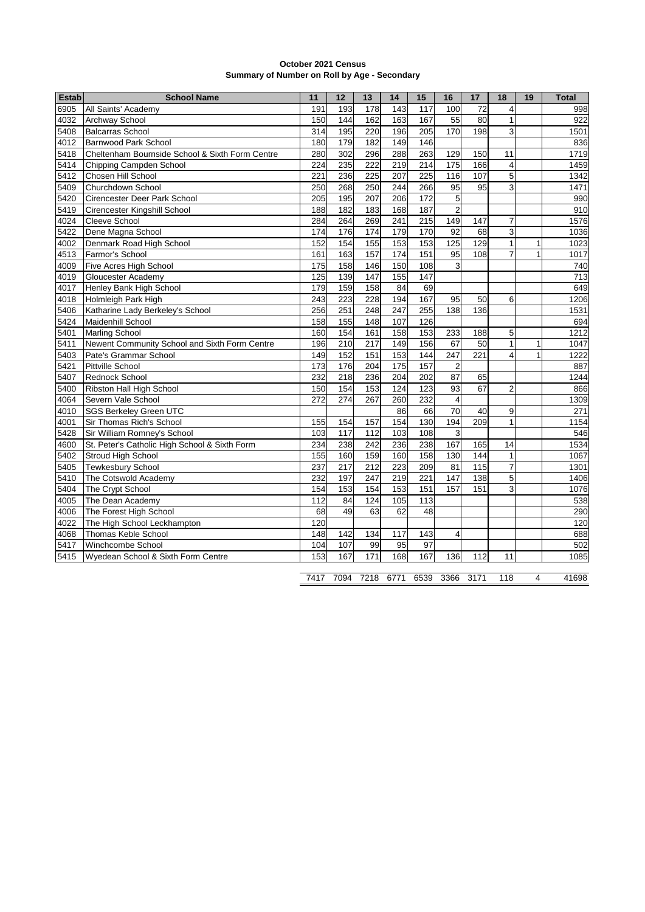**October 2021 Census**
**Summary of Number on Roll by Age - Secondary**

| Estab | School Name | 11 | 12 | 13 | 14 | 15 | 16 | 17 | 18 | 19 | Total |
|---|---|---|---|---|---|---|---|---|---|---|---|
| 6905 | All Saints' Academy | 191 | 193 | 178 | 143 | 117 | 100 | 72 | 4 | | 998 |
| 4032 | Archway School | 150 | 144 | 162 | 163 | 167 | 55 | 80 | 1 | | 922 |
| 5408 | Balcarras School | 314 | 195 | 220 | 196 | 205 | 170 | 198 | 3 | | 1501 |
| 4012 | Barnwood Park School | 180 | 179 | 182 | 149 | 146 | | | | | 836 |
| 5418 | Cheltenham Bournside School & Sixth Form Centre | 280 | 302 | 296 | 288 | 263 | 129 | 150 | 11 | | 1719 |
| 5414 | Chipping Campden School | 224 | 235 | 222 | 219 | 214 | 175 | 166 | 4 | | 1459 |
| 5412 | Chosen Hill School | 221 | 236 | 225 | 207 | 225 | 116 | 107 | 5 | | 1342 |
| 5409 | Churchdown School | 250 | 268 | 250 | 244 | 266 | 95 | 95 | 3 | | 1471 |
| 5420 | Cirencester Deer Park School | 205 | 195 | 207 | 206 | 172 | 5 | | | | 990 |
| 5419 | Cirencester Kingshill School | 188 | 182 | 183 | 168 | 187 | 2 | | | | 910 |
| 4024 | Cleeve School | 284 | 264 | 269 | 241 | 215 | 149 | 147 | 7 | | 1576 |
| 5422 | Dene Magna School | 174 | 176 | 174 | 179 | 170 | 92 | 68 | 3 | | 1036 |
| 4002 | Denmark Road High School | 152 | 154 | 155 | 153 | 153 | 125 | 129 | 1 | 1 | 1023 |
| 4513 | Farmor's School | 161 | 163 | 157 | 174 | 151 | 95 | 108 | 7 | 1 | 1017 |
| 4009 | Five Acres High School | 175 | 158 | 146 | 150 | 108 | 3 | | | | 740 |
| 4019 | Gloucester Academy | 125 | 139 | 147 | 155 | 147 | | | | | 713 |
| 4017 | Henley Bank High School | 179 | 159 | 158 | 84 | 69 | | | | | 649 |
| 4018 | Holmleigh Park High | 243 | 223 | 228 | 194 | 167 | 95 | 50 | 6 | | 1206 |
| 5406 | Katharine Lady Berkeley's School | 256 | 251 | 248 | 247 | 255 | 138 | 136 | | | 1531 |
| 5424 | Maidenhill School | 158 | 155 | 148 | 107 | 126 | | | | | 694 |
| 5401 | Marling School | 160 | 154 | 161 | 158 | 153 | 233 | 188 | 5 | | 1212 |
| 5411 | Newent Community School and Sixth Form Centre | 196 | 210 | 217 | 149 | 156 | 67 | 50 | 1 | 1 | 1047 |
| 5403 | Pate's Grammar School | 149 | 152 | 151 | 153 | 144 | 247 | 221 | 4 | 1 | 1222 |
| 5421 | Pittville School | 173 | 176 | 204 | 175 | 157 | 2 | | | | 887 |
| 5407 | Rednock School | 232 | 218 | 236 | 204 | 202 | 87 | 65 | | | 1244 |
| 5400 | Ribston Hall High School | 150 | 154 | 153 | 124 | 123 | 93 | 67 | 2 | | 866 |
| 4064 | Severn Vale School | 272 | 274 | 267 | 260 | 232 | 4 | | | | 1309 |
| 4010 | SGS Berkeley Green UTC | | | | 86 | 66 | 70 | 40 | 9 | | 271 |
| 4001 | Sir Thomas Rich's School | 155 | 154 | 157 | 154 | 130 | 194 | 209 | 1 | | 1154 |
| 5428 | Sir William Romney's School | 103 | 117 | 112 | 103 | 108 | 3 | | | | 546 |
| 4600 | St. Peter's Catholic High School & Sixth Form | 234 | 238 | 242 | 236 | 238 | 167 | 165 | 14 | | 1534 |
| 5402 | Stroud High School | 155 | 160 | 159 | 160 | 158 | 130 | 144 | 1 | | 1067 |
| 5405 | Tewkesbury School | 237 | 217 | 212 | 223 | 209 | 81 | 115 | 7 | | 1301 |
| 5410 | The Cotswold Academy | 232 | 197 | 247 | 219 | 221 | 147 | 138 | 5 | | 1406 |
| 5404 | The Crypt School | 154 | 153 | 154 | 153 | 151 | 157 | 151 | 3 | | 1076 |
| 4005 | The Dean Academy | 112 | 84 | 124 | 105 | 113 | | | | | 538 |
| 4006 | The Forest High School | 68 | 49 | 63 | 62 | 48 | | | | | 290 |
| 4022 | The High School Leckhampton | 120 | | | | | | | | | 120 |
| 4068 | Thomas Keble School | 148 | 142 | 134 | 117 | 143 | 4 | | | | 688 |
| 5417 | Winchcombe School | 104 | 107 | 99 | 95 | 97 | | | | | 502 |
| 5415 | Wyedean School & Sixth Form Centre | 153 | 167 | 171 | 168 | 167 | 136 | 112 | 11 | | 1085 |
| | | 7417 | 7094 | 7218 | 6771 | 6539 | 3366 | 3171 | 118 | 4 | 41698 |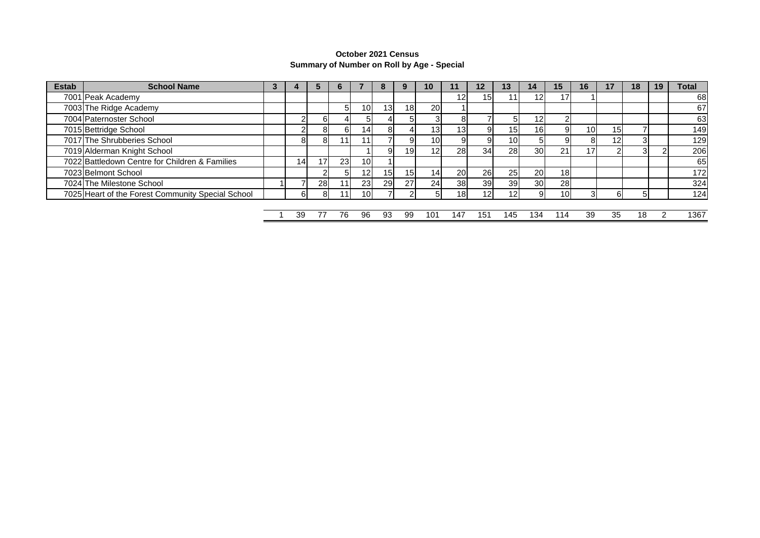**October 2021 Census**
**Summary of Number on Roll by Age - Special**

| Estab | School Name | 3 | 4 | 5 | 6 | 7 | 8 | 9 | 10 | 11 | 12 | 13 | 14 | 15 | 16 | 17 | 18 | 19 | Total |
|---|---|---|---|---|---|---|---|---|---|---|---|---|---|---|---|---|---|---|---|
| 7001 | Peak Academy | | | | | | | | | 12 | 15 | 11 | 12 | 17 | 1 | | | | 68 |
| 7003 | The Ridge Academy | | | | 5 | 10 | 13 | 18 | 20 | 1 | | | | | | | | | 67 |
| 7004 | Paternoster School | | 2 | 6 | 4 | 5 | 4 | 5 | 3 | 8 | 7 | 5 | 12 | 2 | | | | | 63 |
| 7015 | Bettridge School | | 2 | 8 | 6 | 14 | 8 | 4 | 13 | 13 | 9 | 15 | 16 | 9 | 10 | 15 | 7 | | 149 |
| 7017 | The Shrubberies School | | 8 | 8 | 11 | 11 | 7 | 9 | 10 | 9 | 9 | 10 | 5 | 9 | 8 | 12 | 3 | | 129 |
| 7019 | Alderman Knight School | | | | | 1 | 9 | 19 | 12 | 28 | 34 | 28 | 30 | 21 | 17 | 2 | 3 | 2 | 206 |
| 7022 | Battledown Centre for Children & Families | | 14 | 17 | 23 | 10 | 1 | | | | | | | | | | | | 65 |
| 7023 | Belmont School | | | 2 | 5 | 12 | 15 | 15 | 14 | 20 | 26 | 25 | 20 | 18 | | | | | 172 |
| 7024 | The Milestone School | 1 | 7 | 28 | 11 | 23 | 29 | 27 | 24 | 38 | 39 | 39 | 30 | 28 | | | | | 324 |
| 7025 | Heart of the Forest Community Special School | | 6 | 8 | 11 | 10 | 7 | 2 | 5 | 18 | 12 | 12 | 9 | 10 | 3 | 6 | 5 | | 124 |
| | | 1 | 39 | 77 | 76 | 96 | 93 | 99 | 101 | 147 | 151 | 145 | 134 | 114 | 39 | 35 | 18 | 2 | 1367 |